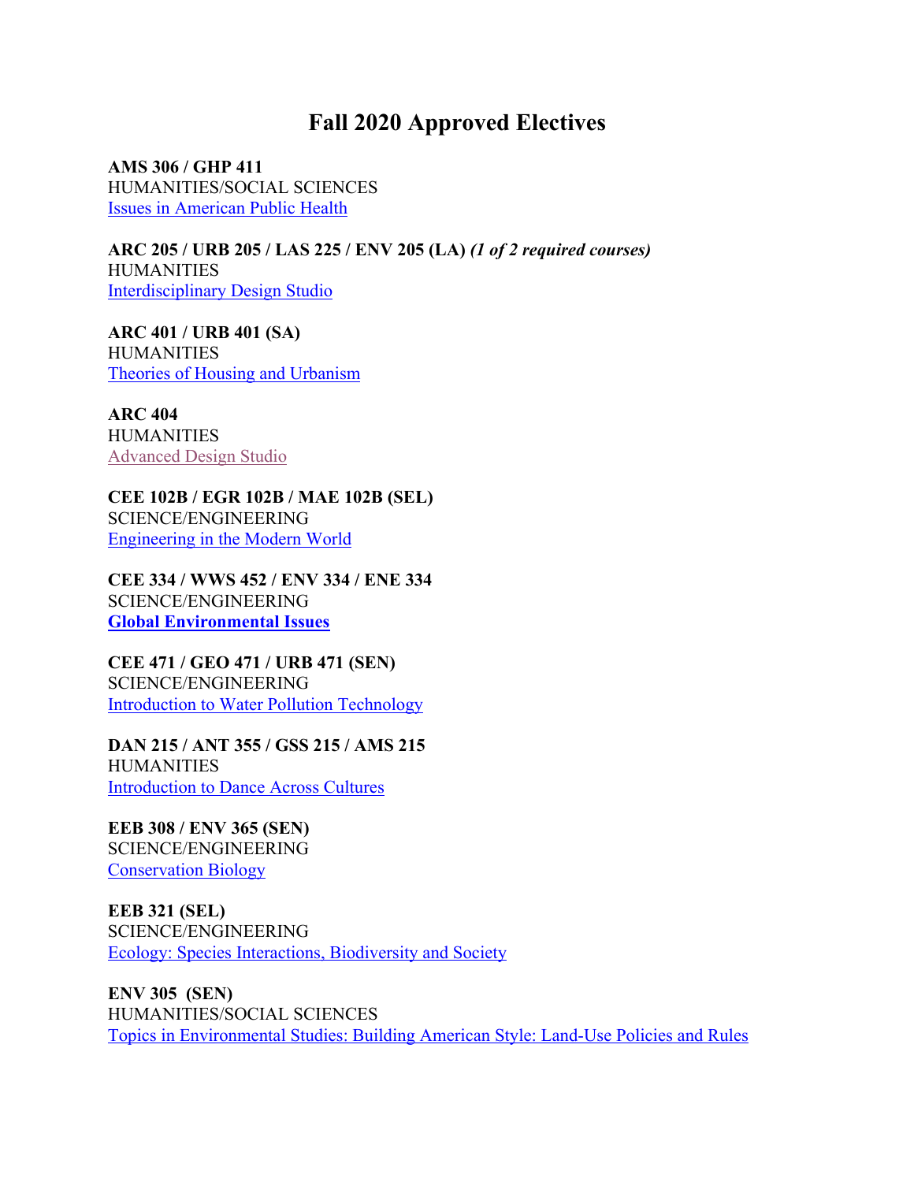# Fall 2020 Approved Electives

**AMS 306 / GHP 411**
HUMANITIES/SOCIAL SCIENCES
Issues in American Public Health

**ARC 205 / URB 205 / LAS 225 / ENV 205 (LA)** ***(1 of 2 required courses)***
HUMANITIES
Interdisciplinary Design Studio

**ARC 401 / URB 401 (SA)**
HUMANITIES
Theories of Housing and Urbanism

**ARC 404**
HUMANITIES
Advanced Design Studio

**CEE 102B / EGR 102B / MAE 102B (SEL)**
SCIENCE/ENGINEERING
Engineering in the Modern World

**CEE 334 / WWS 452 / ENV 334 / ENE 334**
SCIENCE/ENGINEERING
**Global Environmental Issues**

**CEE 471 / GEO 471 / URB 471 (SEN)**
SCIENCE/ENGINEERING
Introduction to Water Pollution Technology

**DAN 215 / ANT 355 / GSS 215 / AMS 215**
HUMANITIES
Introduction to Dance Across Cultures

**EEB 308 / ENV 365 (SEN)**
SCIENCE/ENGINEERING
Conservation Biology

**EEB 321 (SEL)**
SCIENCE/ENGINEERING
Ecology: Species Interactions, Biodiversity and Society

**ENV 305 (SEN)**
HUMANITIES/SOCIAL SCIENCES
Topics in Environmental Studies: Building American Style: Land-Use Policies and Rules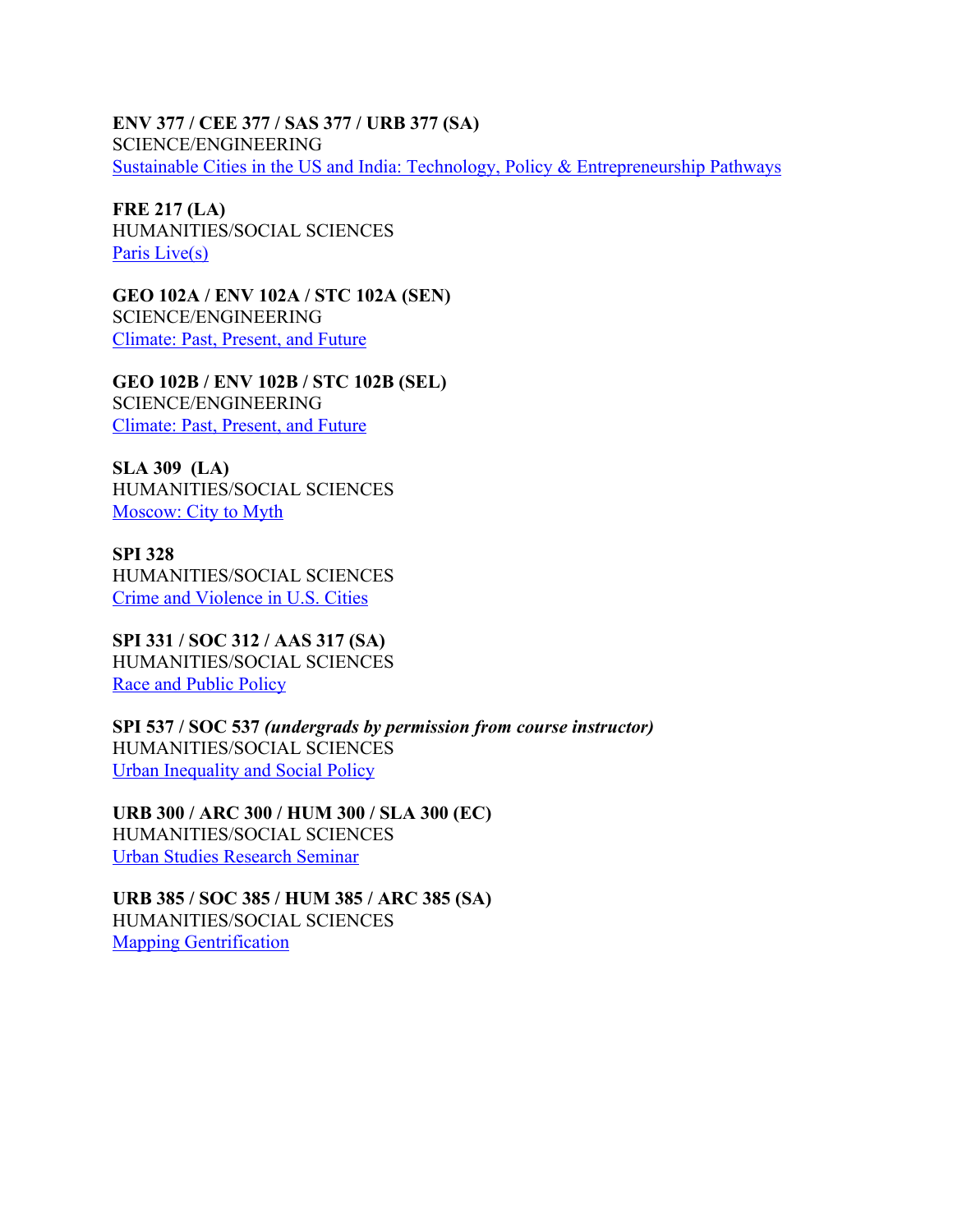**ENV 377 / CEE 377 / SAS 377 / URB 377 (SA)**
SCIENCE/ENGINEERING
Sustainable Cities in the US and India: Technology, Policy & Entrepreneurship Pathways

**FRE 217 (LA)**
HUMANITIES/SOCIAL SCIENCES
Paris Live(s)

**GEO 102A / ENV 102A / STC 102A (SEN)**
SCIENCE/ENGINEERING
Climate: Past, Present, and Future

**GEO 102B / ENV 102B / STC 102B (SEL)**
SCIENCE/ENGINEERING
Climate: Past, Present, and Future

**SLA 309 (LA)**
HUMANITIES/SOCIAL SCIENCES
Moscow: City to Myth

**SPI 328**
HUMANITIES/SOCIAL SCIENCES
Crime and Violence in U.S. Cities

**SPI 331 / SOC 312 / AAS 317 (SA)**
HUMANITIES/SOCIAL SCIENCES
Race and Public Policy

**SPI 537 / SOC 537** ***(undergrads by permission from course instructor)***
HUMANITIES/SOCIAL SCIENCES
Urban Inequality and Social Policy

**URB 300 / ARC 300 / HUM 300 / SLA 300 (EC)**
HUMANITIES/SOCIAL SCIENCES
Urban Studies Research Seminar

**URB 385 / SOC 385 / HUM 385 / ARC 385 (SA)**
HUMANITIES/SOCIAL SCIENCES
Mapping Gentrification